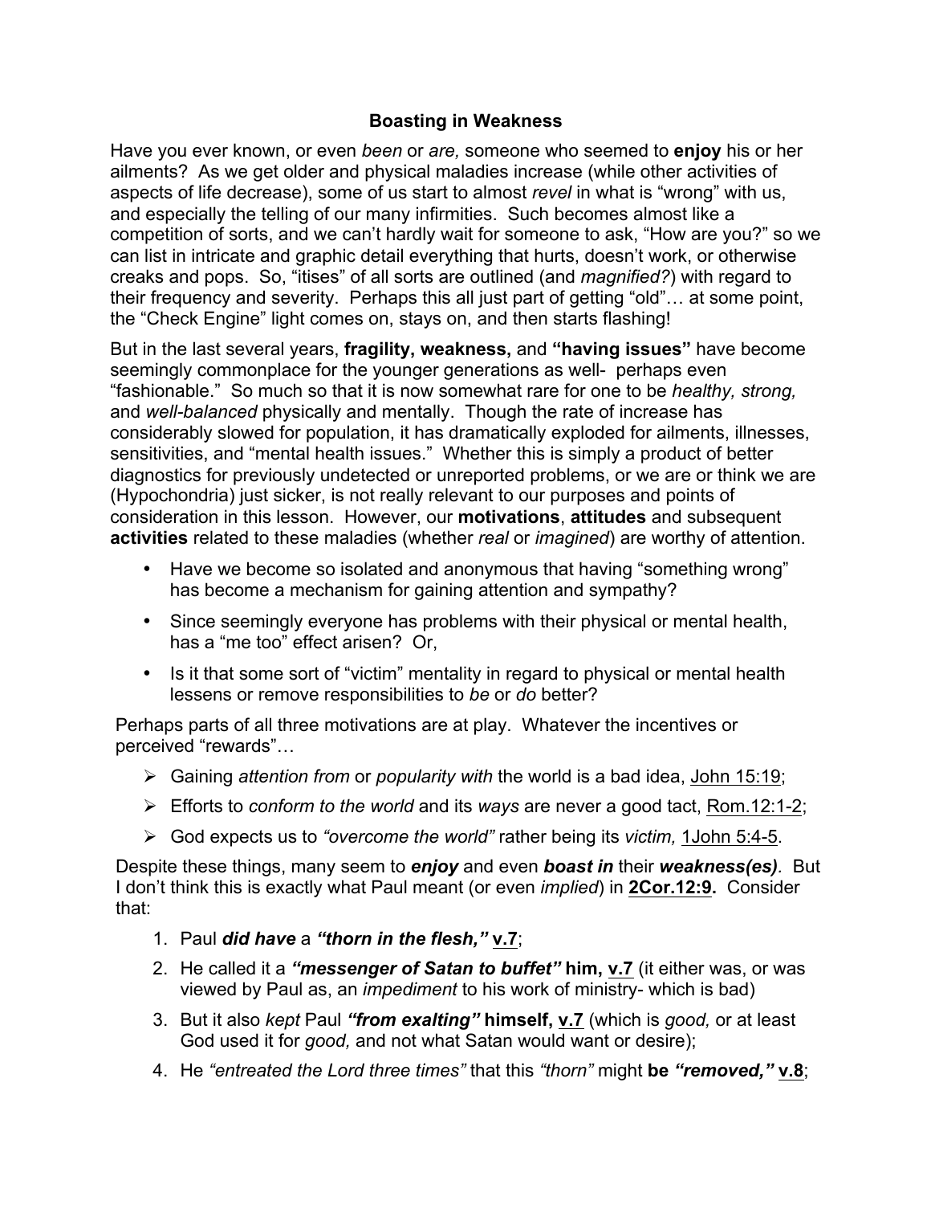# Boasting in Weakness

Have you ever known, or even *been* or *are,* someone who seemed to **enjoy** his or her ailments? As we get older and physical maladies increase (while other activities of aspects of life decrease), some of us start to almost *revel* in what is "wrong" with us, and especially the telling of our many infirmities. Such becomes almost like a competition of sorts, and we can't hardly wait for someone to ask, "How are you?" so we can list in intricate and graphic detail everything that hurts, doesn't work, or otherwise creaks and pops. So, "itises" of all sorts are outlined (and *magnified?*) with regard to their frequency and severity. Perhaps this all just part of getting "old"… at some point, the "Check Engine" light comes on, stays on, and then starts flashing!

But in the last several years, **fragility, weakness,** and **"having issues"** have become seemingly commonplace for the younger generations as well- perhaps even "fashionable." So much so that it is now somewhat rare for one to be *healthy, strong,* and *well-balanced* physically and mentally. Though the rate of increase has considerably slowed for population, it has dramatically exploded for ailments, illnesses, sensitivities, and "mental health issues." Whether this is simply a product of better diagnostics for previously undetected or unreported problems, or we are or think we are (Hypochondria) just sicker, is not really relevant to our purposes and points of consideration in this lesson. However, our **motivations**, **attitudes** and subsequent **activities** related to these maladies (whether *real* or *imagined*) are worthy of attention.

- Have we become so isolated and anonymous that having "something wrong" has become a mechanism for gaining attention and sympathy?
- Since seemingly everyone has problems with their physical or mental health, has a "me too" effect arisen? Or,
- Is it that some sort of "victim" mentality in regard to physical or mental health lessens or remove responsibilities to *be* or *do* better?

Perhaps parts of all three motivations are at play. Whatever the incentives or perceived "rewards"…

- Gaining *attention from* or *popularity with* the world is a bad idea, John 15:19;
- Efforts to *conform to the world* and its *ways* are never a good tact, Rom.12:1-2;
- God expects us to *"overcome the world"* rather being its *victim,* 1John 5:4-5.

Despite these things, many seem to ***enjoy*** and even ***boast in*** their ***weakness(es)***. But I don't think this is exactly what Paul meant (or even *implied*) in **2Cor.12:9.** Consider that:

1. Paul ***did have*** a ***"thorn in the flesh,"*** **v.7**;
2. He called it a ***"messenger of Satan to buffet"*** **him, v.7** (it either was, or was viewed by Paul as, an *impediment* to his work of ministry- which is bad)
3. But it also *kept* Paul ***"from exalting"*** **himself, v.7** (which is *good,* or at least God used it for *good,* and not what Satan would want or desire);
4. He *"entreated the Lord three times"* that this *"thorn"* might **be *"removed,"*** **v.8**;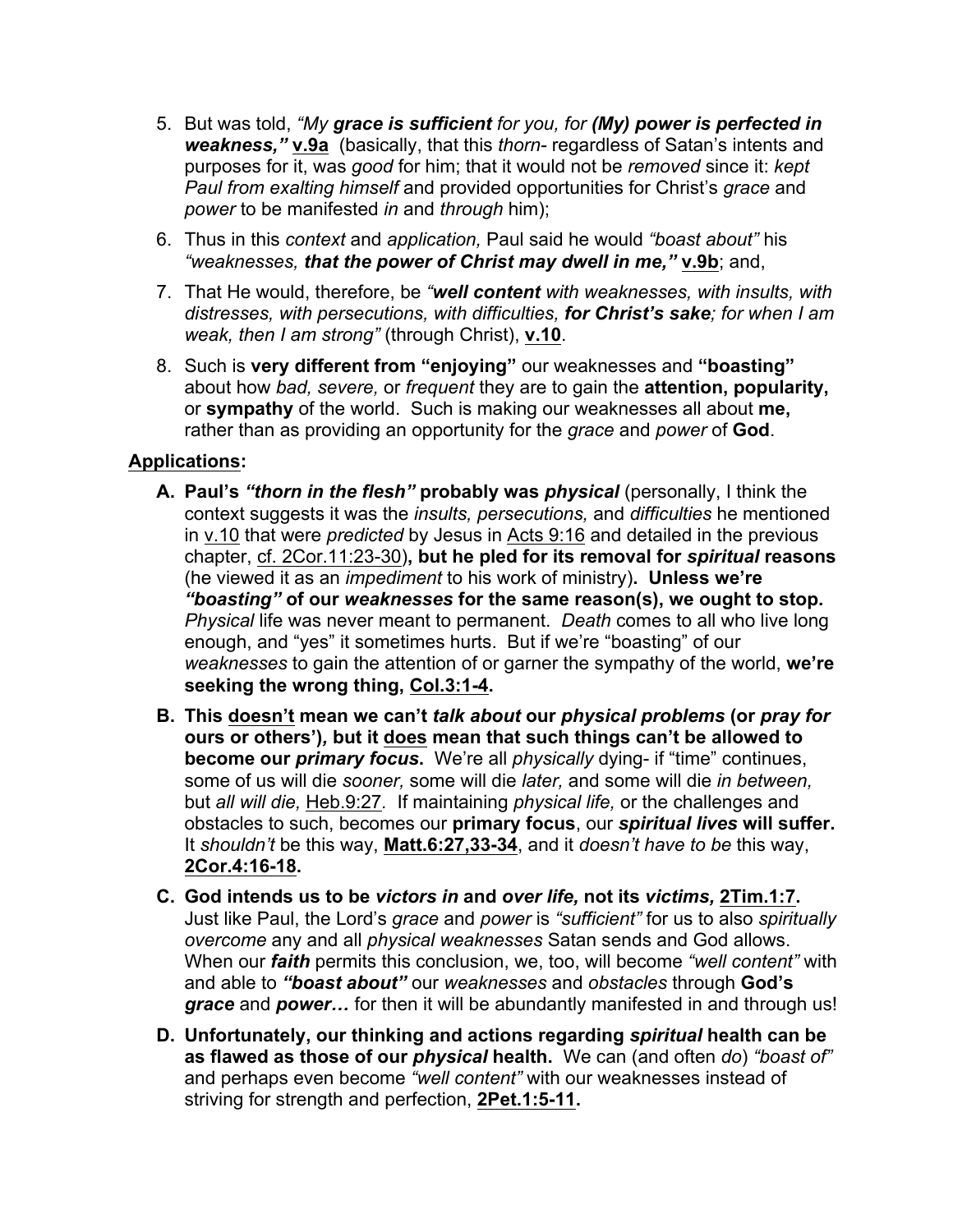5. But was told, *"My **grace is sufficient** for you, for **(My) power is perfected in weakness,"*** **v.9a** (basically, that this *thorn*- regardless of Satan's intents and purposes for it, was *good* for him; that it would not be *removed* since it: *kept Paul from exalting himself* and provided opportunities for Christ's *grace* and *power* to be manifested *in* and *through* him);
6. Thus in this *context* and *application,* Paul said he would *"boast about"* his *"weaknesses, **that the power of Christ may dwell in me,"*** **v.9b**; and,
7. That He would, therefore, be *"**well content** with weaknesses, with insults, with distresses, with persecutions, with difficulties, **for Christ's sake**; for when I am weak, then I am strong"* (through Christ), **v.10**.
8. Such is **very different from "enjoying"** our weaknesses and **"boasting"** about how *bad, severe,* or *frequent* they are to gain the **attention, popularity,** or **sympathy** of the world. Such is making our weaknesses all about **me,** rather than as providing an opportunity for the *grace* and *power* of **God**.

**Applications:**

A. **Paul's *"thorn in the flesh"* probably was *physical*** (personally, I think the context suggests it was the *insults, persecutions,* and *difficulties* he mentioned in v.10 that were *predicted* by Jesus in Acts 9:16 and detailed in the previous chapter, cf. 2Cor.11:23-30)**, but he pled for its removal for *spiritual* reasons** (he viewed it as an *impediment* to his work of ministry)**. Unless we're *"boasting"* of our *weaknesses* for the same reason(s), we ought to stop.** *Physical* life was never meant to permanent. *Death* comes to all who live long enough, and "yes" it sometimes hurts. But if we're "boasting" of our *weaknesses* to gain the attention of or garner the sympathy of the world, **we're seeking the wrong thing, Col.3:1-4.**

B. **This doesn't mean we can't *talk about* our *physical problems* (or *pray for* ours or others'), but it does mean that such things can't be allowed to become our *primary focus*.** We're all *physically* dying- if "time" continues, some of us will die *sooner,* some will die *later,* and some will die *in between,* but *all will die,* Heb.9:27. If maintaining *physical life,* or the challenges and obstacles to such, becomes our **primary focus**, our ***spiritual lives*** **will suffer.** It *shouldn't* be this way, **Matt.6:27,33-34**, and it *doesn't have to be* this way, **2Cor.4:16-18.**

C. **God intends us to be *victors in* and *over life,* not its *victims,* 2Tim.1:7.** Just like Paul, the Lord's *grace* and *power* is *"sufficient"* for us to also *spiritually overcome* any and all *physical weaknesses* Satan sends and God allows. When our ***faith*** permits this conclusion, we, too, will become *"well content"* with and able to ***"boast about"*** our *weaknesses* and *obstacles* through **God's *grace*** and ***power…*** for then it will be abundantly manifested in and through us!

D. **Unfortunately, our thinking and actions regarding *spiritual* health can be as flawed as those of our *physical* health.** We can (and often *do*) *"boast of"* and perhaps even become *"well content"* with our weaknesses instead of striving for strength and perfection, **2Pet.1:5-11.**